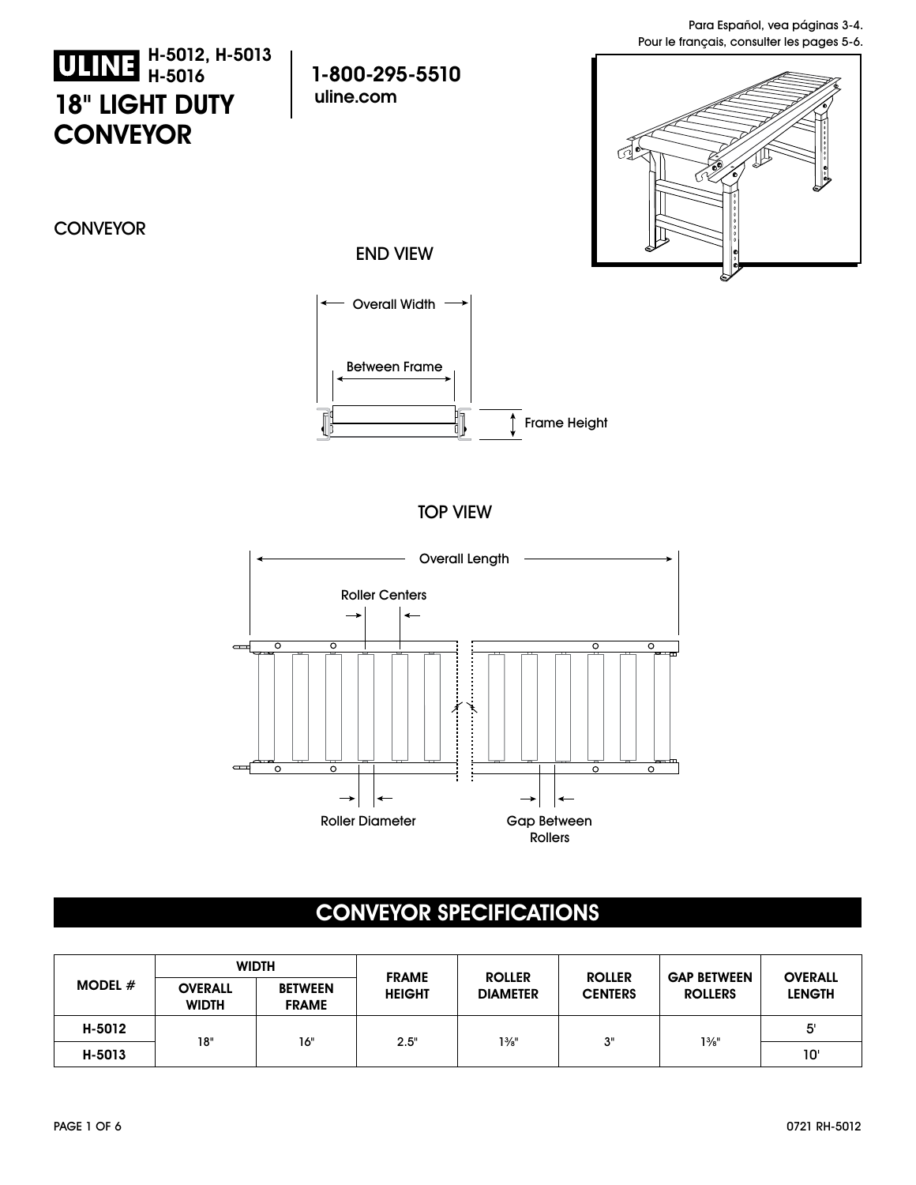Para Español, vea páginas 3-4.
Pour le français, consulter les pages 5-6.

# ULINE H-5012, H-5013 H-5016

# 18" LIGHT DUTY CONVEYOR

**1-800-295-5510**
**uline.com**

## CONVEYOR

END VIEW

Overall Width

Between Frame

Frame Height

TOP VIEW

Overall Length

Roller Centers

Roller Diameter

Gap Between Rollers

## CONVEYOR SPECIFICATIONS

| MODEL # | WIDTH | | FRAME HEIGHT | ROLLER DIAMETER | ROLLER CENTERS | GAP BETWEEN ROLLERS | OVERALL LENGTH |
|---|---|---|---|---|---|---|---|
| | OVERALL WIDTH | BETWEEN FRAME | | | | | |
| H-5012 | 18" | 16" | 2.5" | 1⅜" | 3" | 1⅝" | 5' |
| H-5013 | | | | | | | 10' |

0721 RH-5012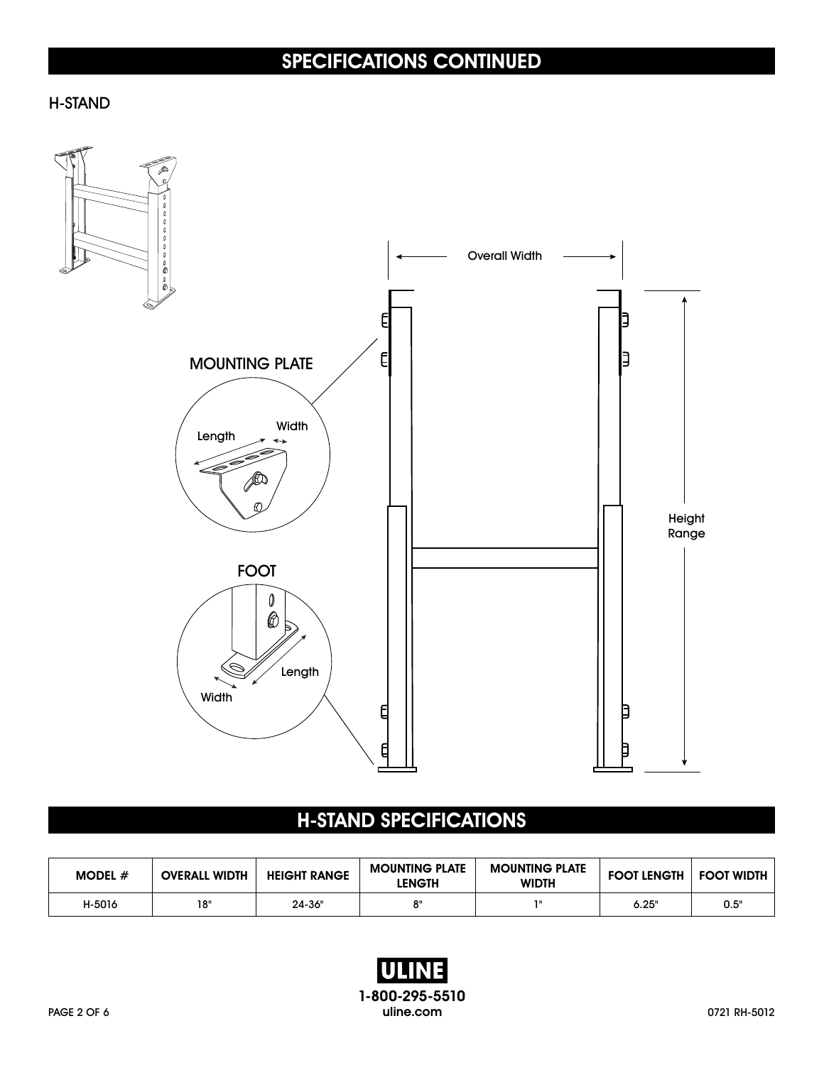# SPECIFICATIONS CONTINUED

## H-STAND

MOUNTING PLATE

Length

Width

FOOT

Length

Width

Overall Width

Height Range

# H-STAND SPECIFICATIONS

| MODEL # | OVERALL WIDTH | HEIGHT RANGE | MOUNTING PLATE LENGTH | MOUNTING PLATE WIDTH | FOOT LENGTH | FOOT WIDTH |
| --- | --- | --- | --- | --- | --- | --- |
| H-5016 | 18" | 24-36" | 8" | 1" | 6.25" | 0.5" |

ULINE
1-800-295-5510
uline.com

0721 RH-5012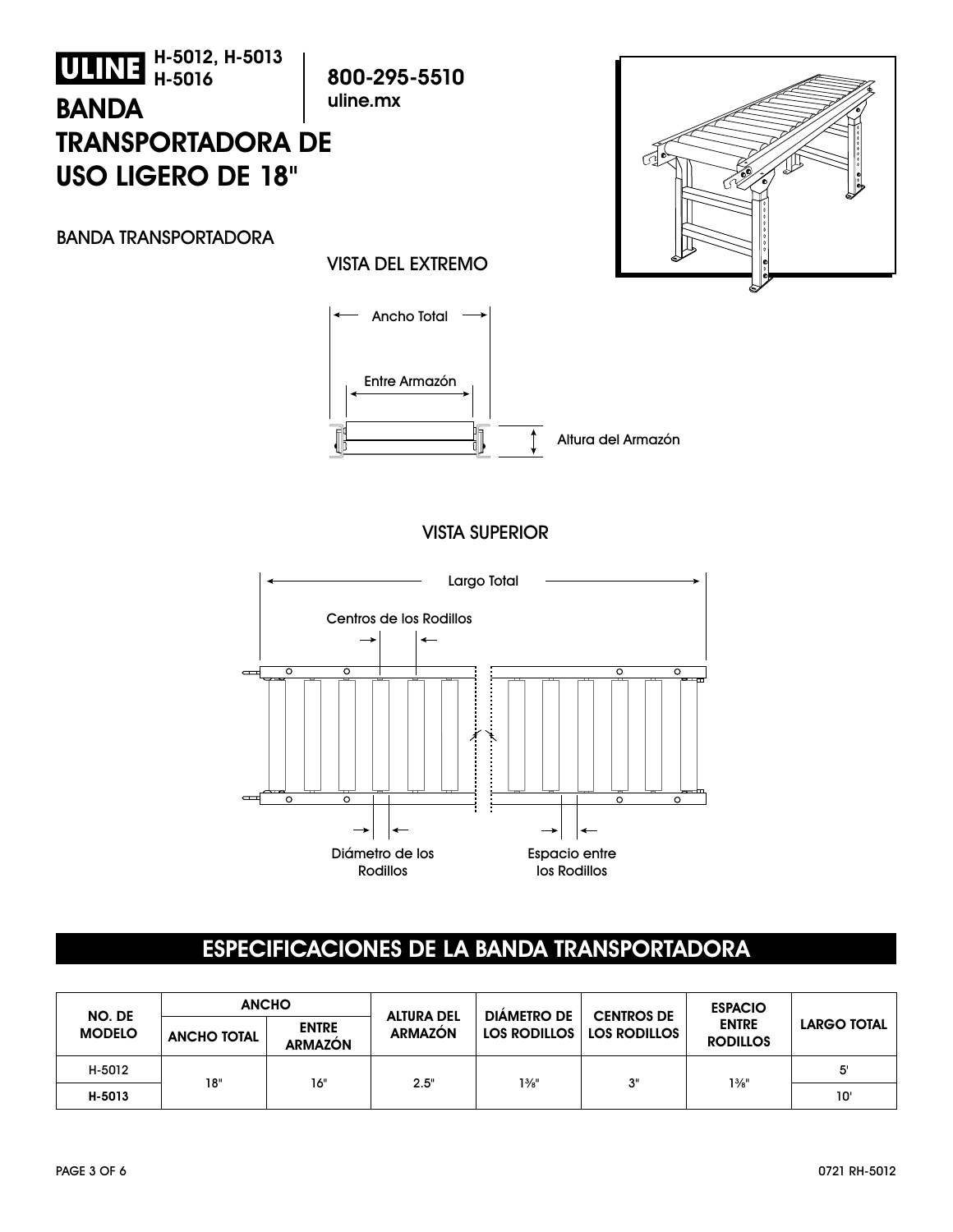# ULINE H-5012, H-5013 H-5016

800-295-5510
uline.mx

# BANDA TRANSPORTADORA DE USO LIGERO DE 18"

## BANDA TRANSPORTADORA

VISTA DEL EXTREMO

Ancho Total

Entre Armazón

Altura del Armazón

VISTA SUPERIOR

Largo Total

Centros de los Rodillos

Diámetro de los Rodillos

Espacio entre los Rodillos

## ESPECIFICACIONES DE LA BANDA TRANSPORTADORA

| NO. DE MODELO | ANCHO | | ALTURA DEL ARMAZÓN | DIÁMETRO DE LOS RODILLOS | CENTROS DE LOS RODILLOS | ESPACIO ENTRE RODILLOS | LARGO TOTAL |
|---|---|---|---|---|---|---|---|
| | ANCHO TOTAL | ENTRE ARMAZÓN | | | | | |
| H-5012 | 18" | 16" | 2.5" | 1⅜" | 3" | 1⅝" | 5' |
| **H-5013** | | | | | | | 10' |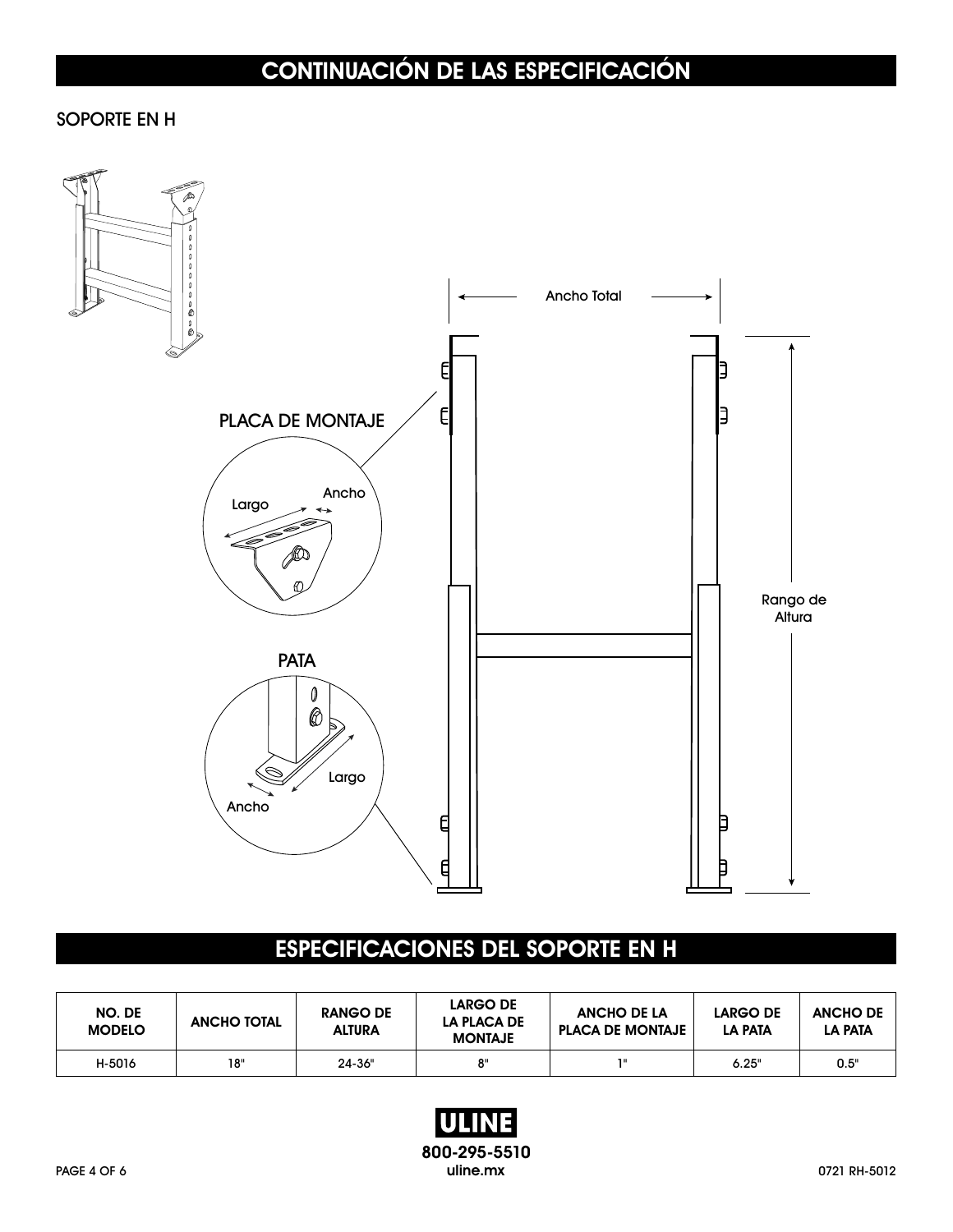## CONTINUACIÓN DE LAS ESPECIFICACIÓN

SOPORTE EN H

Ancho Total

PLACA DE MONTAJE

Largo

Ancho

Rango de Altura

PATA

Largo

Ancho

## ESPECIFICACIONES DEL SOPORTE EN H

| NO. DE MODELO | ANCHO TOTAL | RANGO DE ALTURA | LARGO DE LA PLACA DE MONTAJE | ANCHO DE LA PLACA DE MONTAJE | LARGO DE LA PATA | ANCHO DE LA PATA |
|---|---|---|---|---|---|---|
| H-5016 | 18" | 24-36" | 8" | 1" | 6.25" | 0.5" |

ULINE
800-295-5510
uline.mx

0721 RH-5012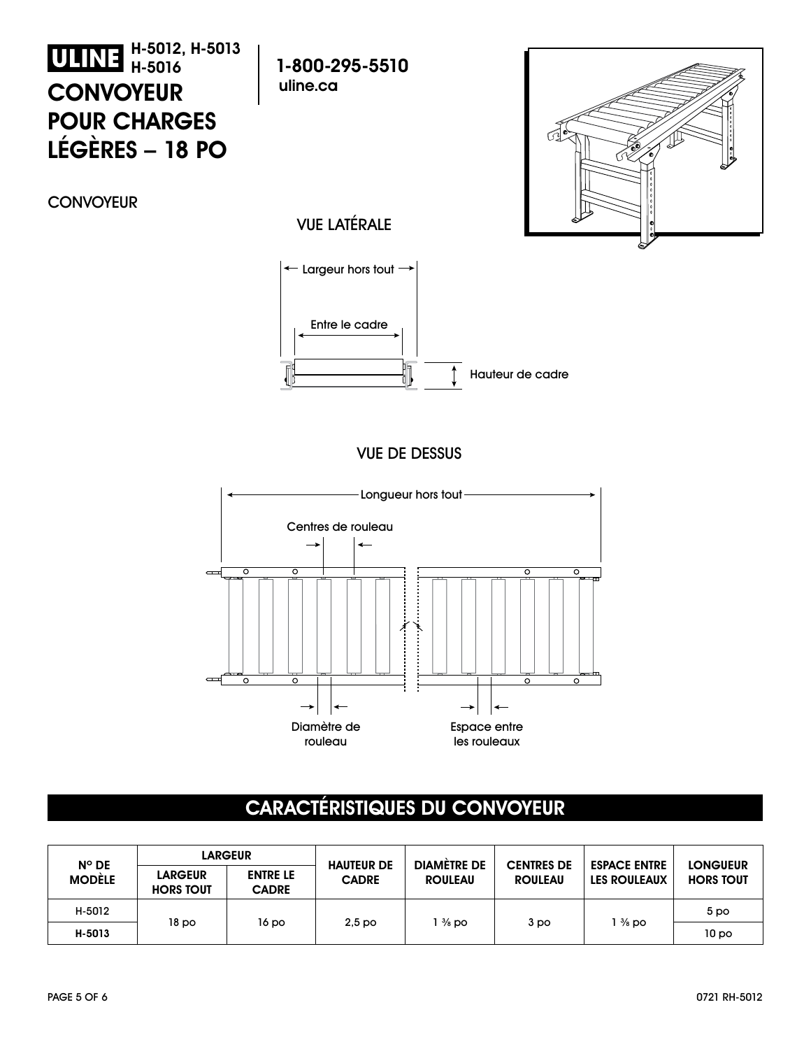# H-5012, H-5013 H-5016

# CONVOYEUR POUR CHARGES LÉGÈRES – 18 PO

1-800-295-5510
uline.ca

CONVOYEUR

VUE LATÉRALE

Largeur hors tout

Entre le cadre

Hauteur de cadre

VUE DE DESSUS

Longueur hors tout

Centres de rouleau

Diamètre de rouleau

Espace entre les rouleaux

## CARACTÉRISTIQUES DU CONVOYEUR

| Nº DE MODÈLE | LARGEUR | | HAUTEUR DE CADRE | DIAMÈTRE DE ROULEAU | CENTRES DE ROULEAU | ESPACE ENTRE LES ROULEAUX | LONGUEUR HORS TOUT |
|---|---|---|---|---|---|---|---|
| | LARGEUR HORS TOUT | ENTRE LE CADRE | | | | | |
| H-5012 | 18 po | 16 po | 2,5 po | 1 ⅜ po | 3 po | 1 ⅝ po | 5 po |
| **H-5013** | | | | | | | 10 po |

0721 RH-5012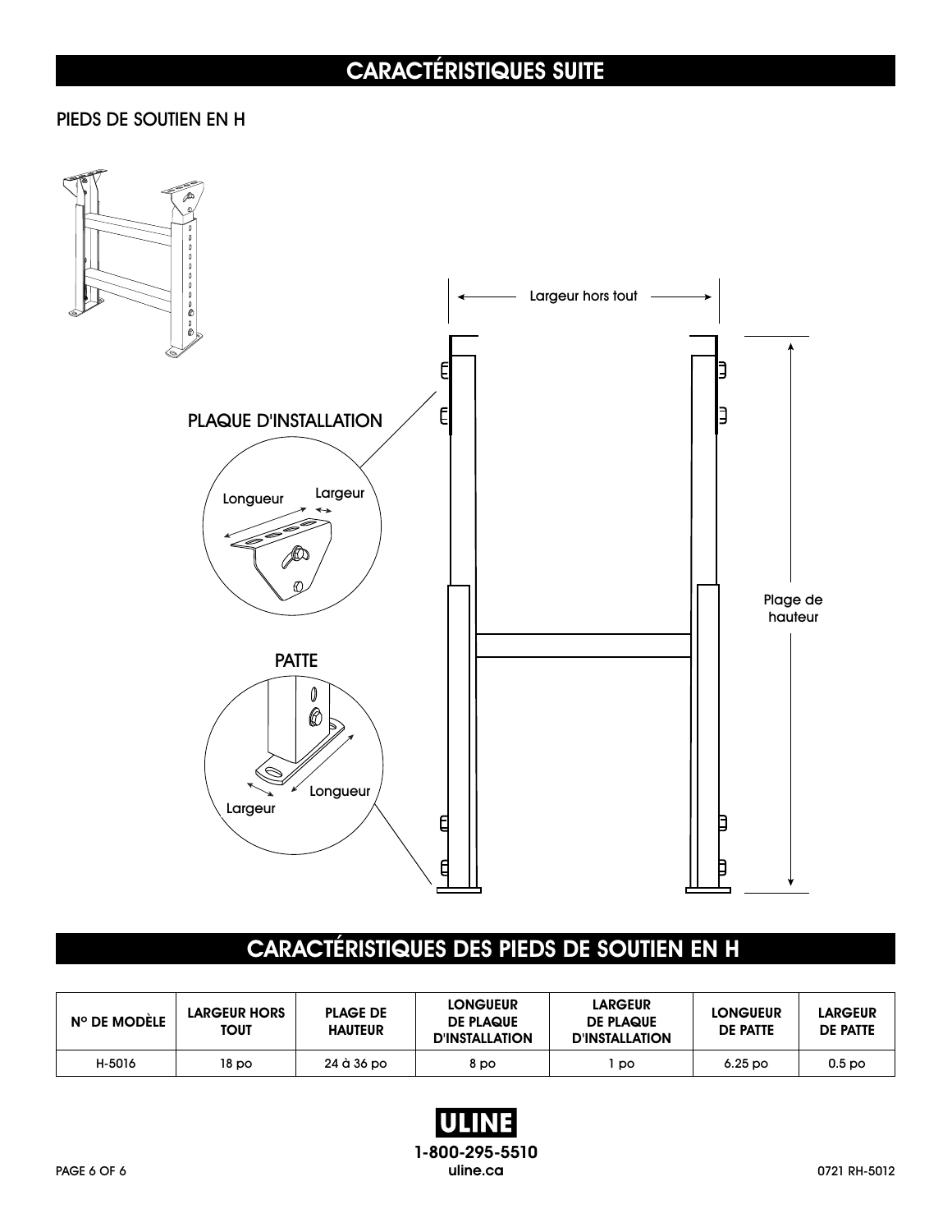## CARACTÉRISTIQUES SUITE

PIEDS DE SOUTIEN EN H

Largeur hors tout

PLAQUE D'INSTALLATION

Longueur

Largeur

Plage de hauteur

PATTE

Largeur

Longueur

## CARACTÉRISTIQUES DES PIEDS DE SOUTIEN EN H

| Nº DE MODÈLE | LARGEUR HORS TOUT | PLAGE DE HAUTEUR | LONGUEUR DE PLAQUE D'INSTALLATION | LARGEUR DE PLAQUE D'INSTALLATION | LONGUEUR DE PATTE | LARGEUR DE PATTE |
|---|---|---|---|---|---|---|
| H-5016 | 18 po | 24 à 36 po | 8 po | 1 po | 6.25 po | 0.5 po |

ULINE

1-800-295-5510

uline.ca

0721 RH-5012